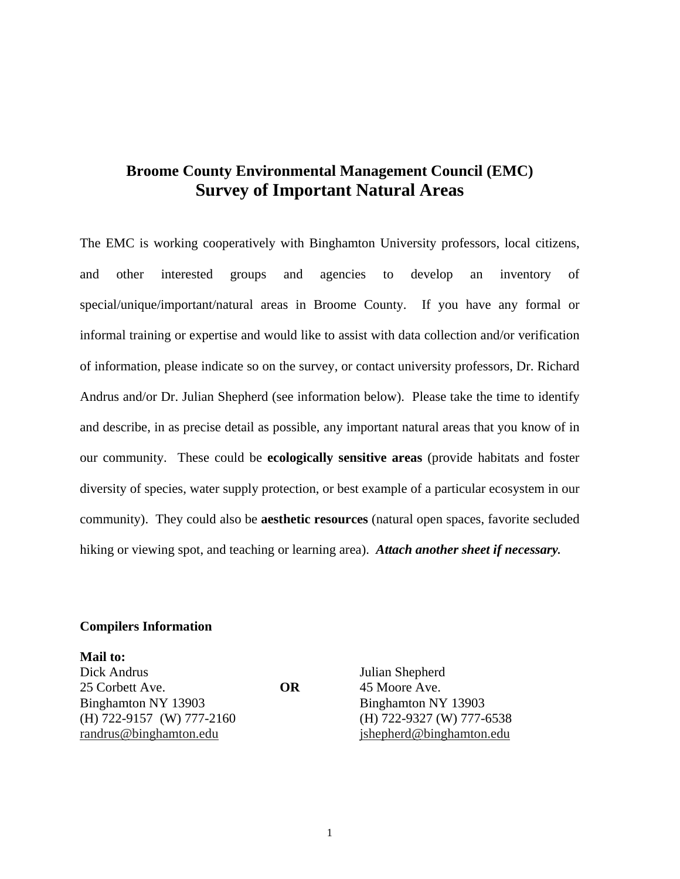# Broome County Environmental Management Council (EMC)
## Survey of Important Natural Areas

The EMC is working cooperatively with Binghamton University professors, local citizens, and other interested groups and agencies to develop an inventory of special/unique/important/natural areas in Broome County. If you have any formal or informal training or expertise and would like to assist with data collection and/or verification of information, please indicate so on the survey, or contact university professors, Dr. Richard Andrus and/or Dr. Julian Shepherd (see information below). Please take the time to identify and describe, in as precise detail as possible, any important natural areas that you know of in our community. These could be **ecologically sensitive areas** (provide habitats and foster diversity of species, water supply protection, or best example of a particular ecosystem in our community). They could also be **aesthetic resources** (natural open spaces, favorite secluded hiking or viewing spot, and teaching or learning area). ***Attach another sheet if necessary.***

**Compilers Information**

**Mail to:**

Dick Andrus
25 Corbett Ave.
Binghamton NY 13903
(H) 722-9157 (W) 777-2160
randrus@binghamton.edu

**OR**

Julian Shepherd
45 Moore Ave.
Binghamton NY 13903
(H) 722-9327 (W) 777-6538
jshepherd@binghamton.edu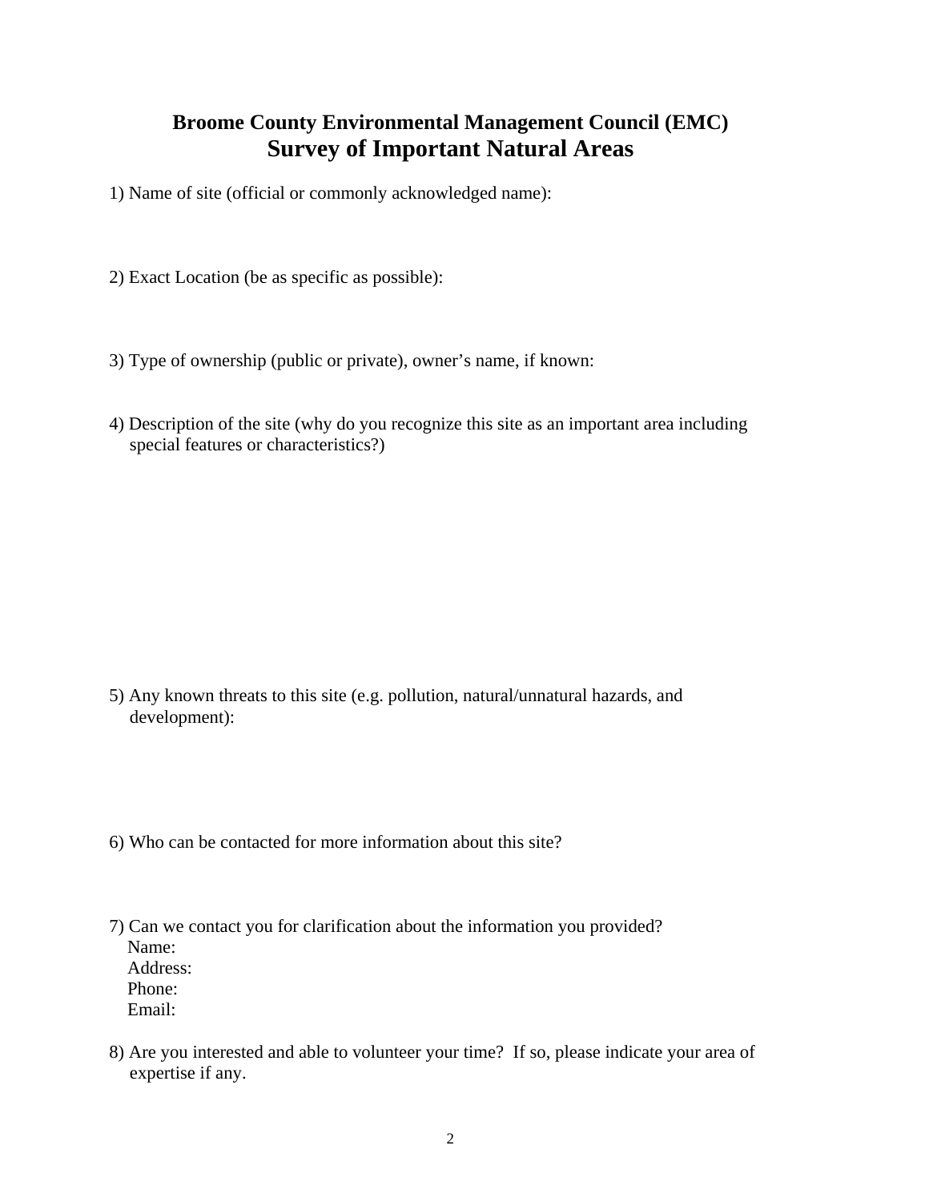## Broome County Environmental Management Council (EMC)
# Survey of Important Natural Areas

1) Name of site (official or commonly acknowledged name):

2) Exact Location (be as specific as possible):

3) Type of ownership (public or private), owner's name, if known:

4) Description of the site (why do you recognize this site as an important area including special features or characteristics?)

5) Any known threats to this site (e.g. pollution, natural/unnatural hazards, and development):

6) Who can be contacted for more information about this site?

7) Can we contact you for clarification about the information you provided?
   Name:
   Address:
   Phone:
   Email:

8) Are you interested and able to volunteer your time? If so, please indicate your area of expertise if any.